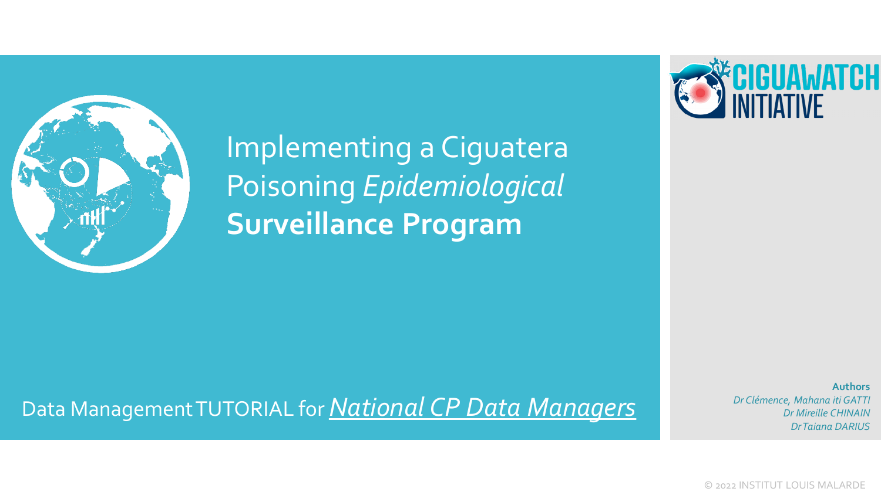CIGUAWATCH INITIATIVE

# Implementing a Ciguatera Poisoning *Epidemiological* **Surveillance Program**

Data Management TUTORIAL for *National CP Data Managers*

**Authors**

*Dr Clémence, Mahana iti GATTI*
*Dr Mireille CHINAIN*
*Dr Taiana DARIUS*

© 2022 INSTITUT LOUIS MALARDE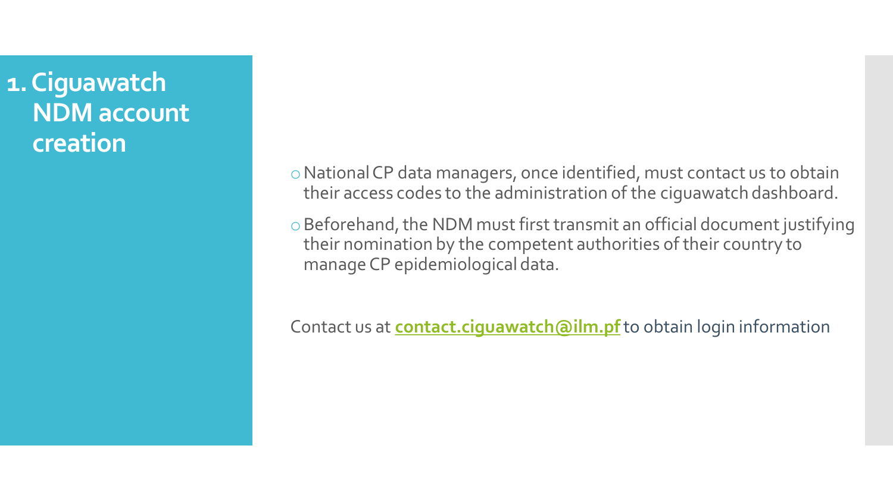## 1. Ciguawatch NDM account creation

- National CP data managers, once identified, must contact us to obtain their access codes to the administration of the ciguawatch dashboard.
- Beforehand, the NDM must first transmit an official document justifying their nomination by the competent authorities of their country to manage CP epidemiological data.

Contact us at **contact.ciguawatch@ilm.pf** to obtain login information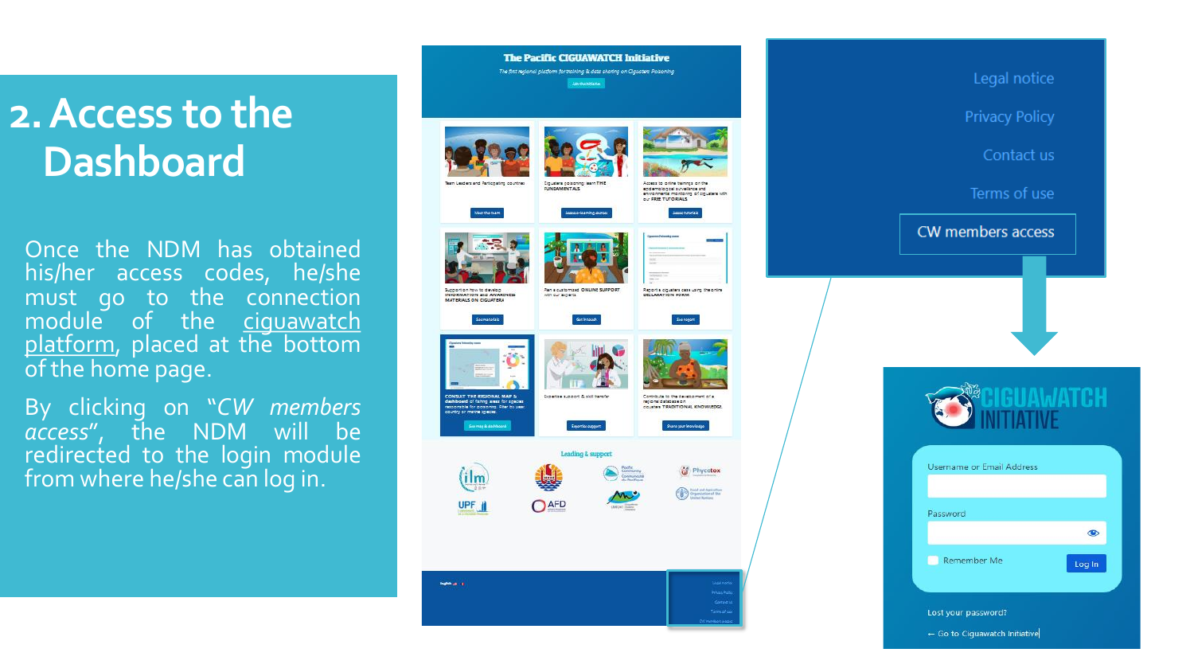# 2. Access to the Dashboard

Once the NDM has obtained his/her access codes, he/she must go to the connection module of the ciguawatch platform, placed at the bottom of the home page.

By clicking on "*CW members access*", the NDM will be redirected to the login module from where he/she can log in.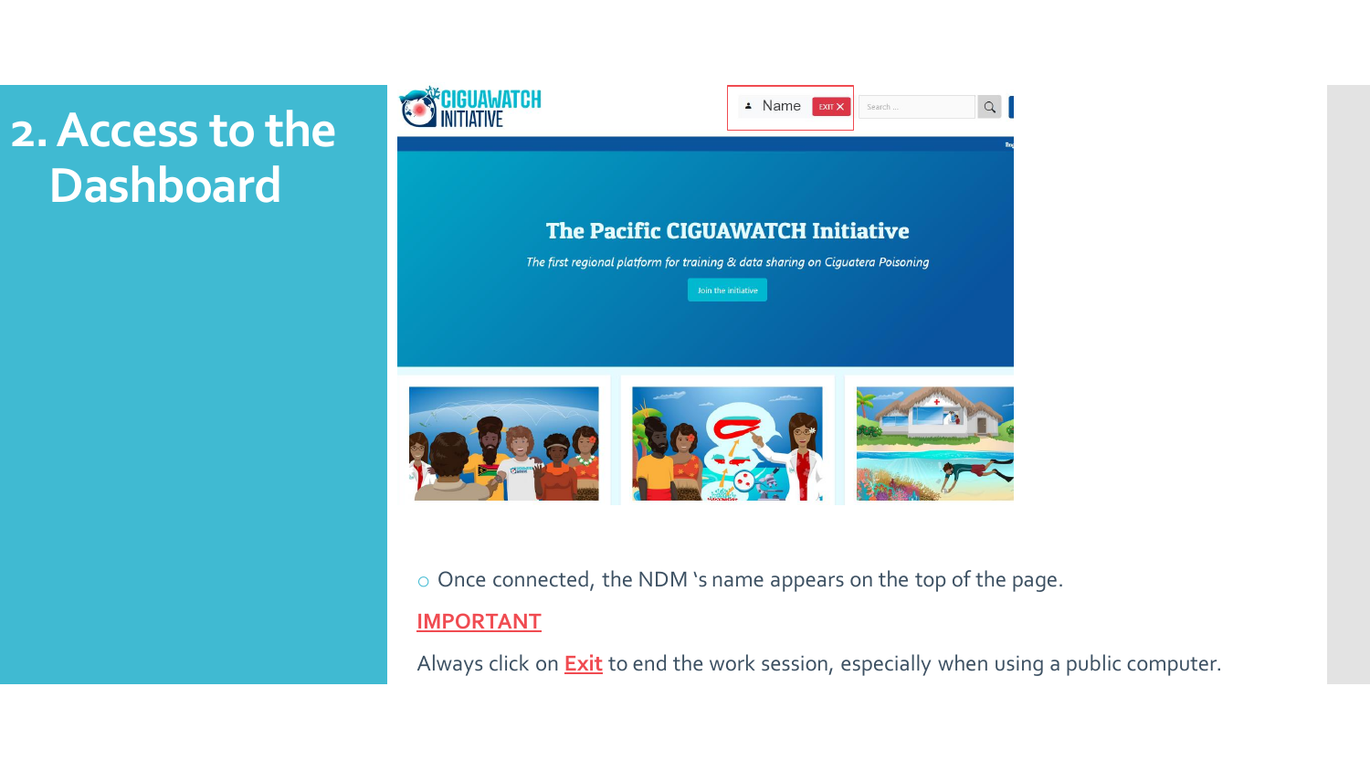# 2. Access to the Dashboard

- Once connected, the NDM 's name appears on the top of the page.

**IMPORTANT**

Always click on **Exit** to end the work session, especially when using a public computer.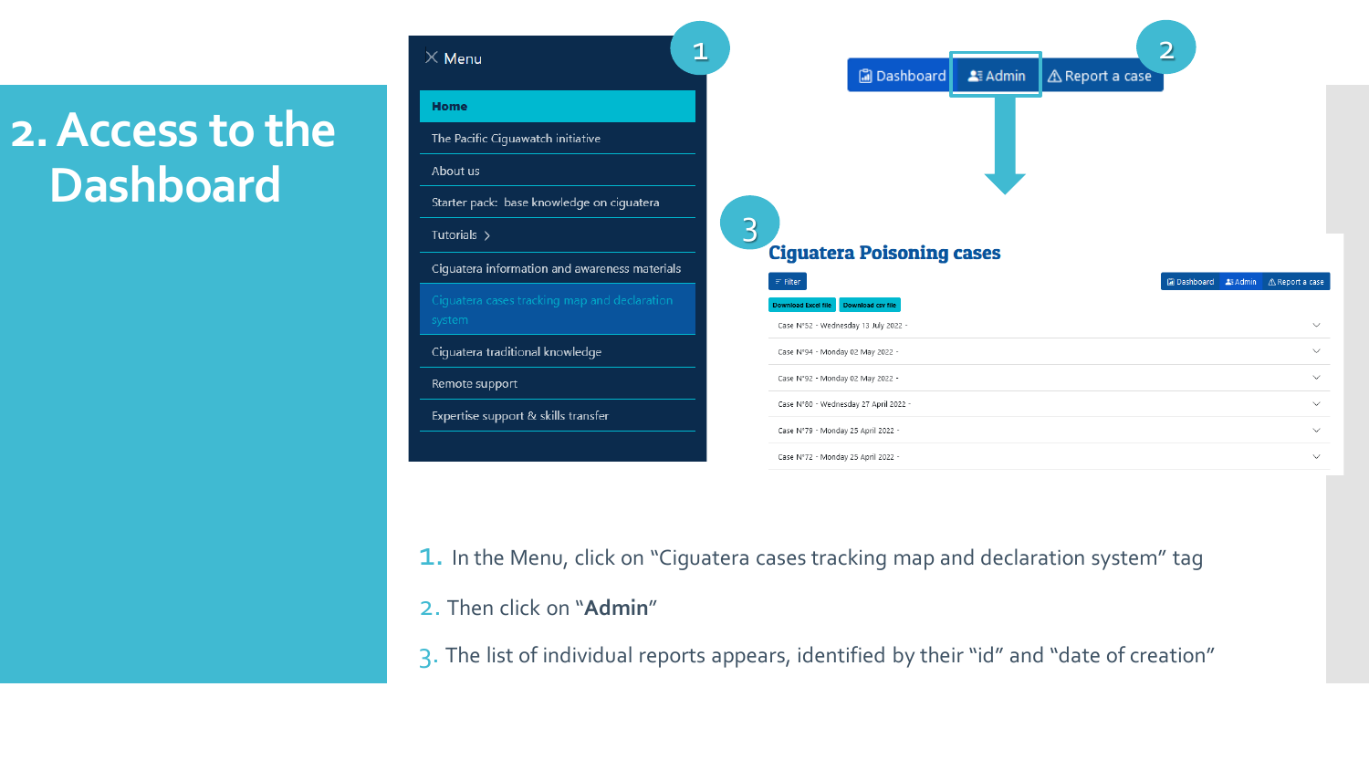# 2. Access to the Dashboard

Menu

- Home
- The Pacific Ciguawatch initiative
- About us
- Starter pack: base knowledge on ciguatera
- Tutorials
- Ciguatera information and awareness materials
- Ciguatera cases tracking map and declaration system
- Ciguatera traditional knowledge
- Remote support
- Expertise support & skills transfer

Dashboard | Admin | Report a case

**Ciguatera Poisoning cases**

Filter

Download Excel file | Download csv file

- Case N°52 - Wednesday 13 July 2022 -
- Case N°94 - Monday 02 May 2022 -
- Case N°92 - Monday 02 May 2022 -
- Case N°80 - Wednesday 27 April 2022 -
- Case N°79 - Monday 25 April 2022 -
- Case N°72 - Monday 25 April 2022 -

1. In the Menu, click on "Ciguatera cases tracking map and declaration system" tag
2. Then click on "**Admin**"
3. The list of individual reports appears, identified by their "id" and "date of creation"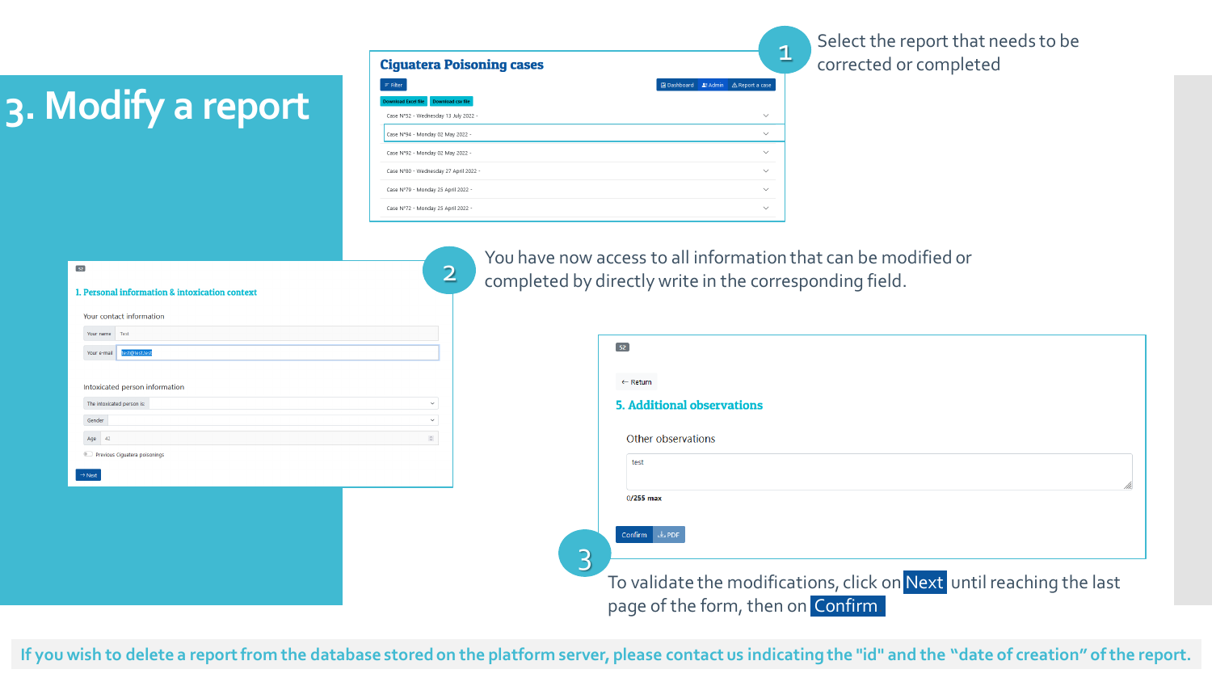# 3. Modify a report

1. Select the report that needs to be corrected or completed

2. You have now access to all information that can be modified or completed by directly write in the corresponding field.

3. To validate the modifications, click on **Next** until reaching the last page of the form, then on **Confirm**

**If you wish to delete a report from the database stored on the platform server, please contact us indicating the "id" and the "date of creation" of the report.**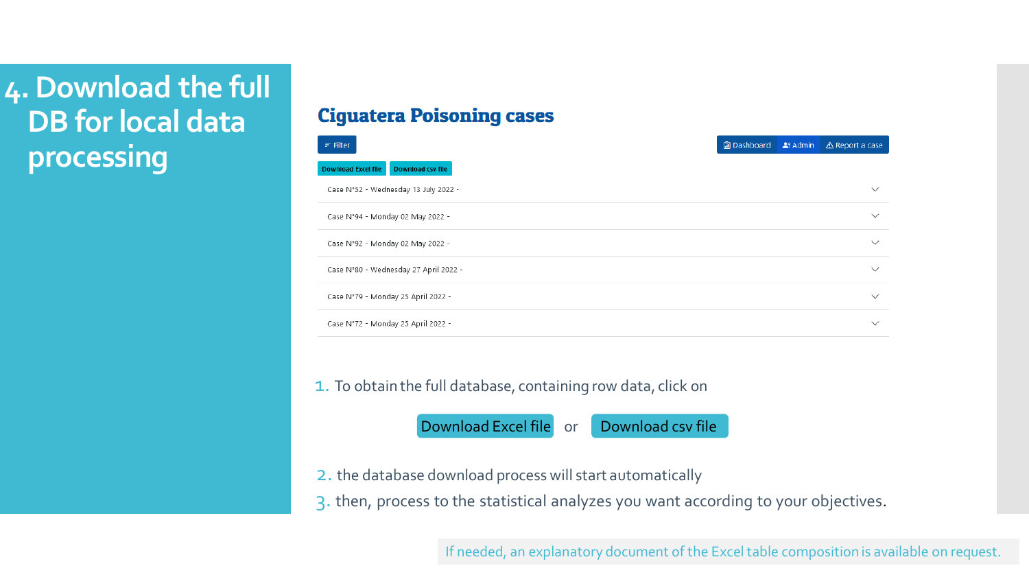# 4. Download the full DB for local data processing

## Ciguatera Poisoning cases

Filter

Dashboard | Admin | Report a case

Download Excel file | Download csv file

- Case N°52 - Wednesday 13 July 2022 -
- Case N°94 - Monday 02 May 2022 -
- Case N°92 - Monday 02 May 2022 -
- Case N°80 - Wednesday 27 April 2022 -
- Case N°79 - Monday 25 April 2022 -
- Case N°72 - Monday 25 April 2022 -

1. To obtain the full database, containing row data, click on

   **Download Excel file** or **Download csv file**

2. the database download process will start automatically
3. then, process to the statistical analyzes you want according to your objectives.

If needed, an explanatory document of the Excel table composition is available on request.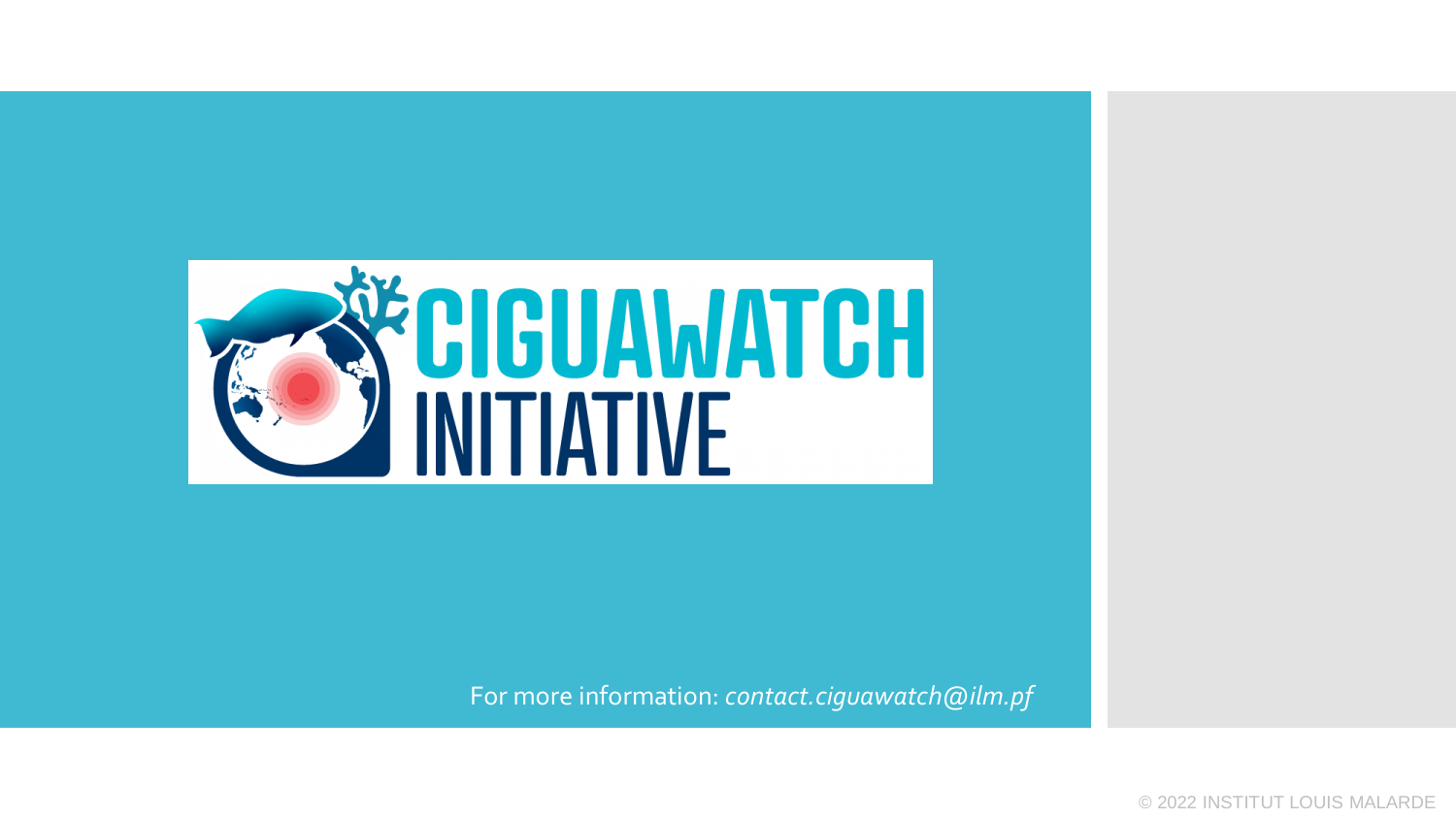# CIGUAWATCH INITIATIVE

For more information: *contact.ciguawatch@ilm.pf*

© 2022 INSTITUT LOUIS MALARDE